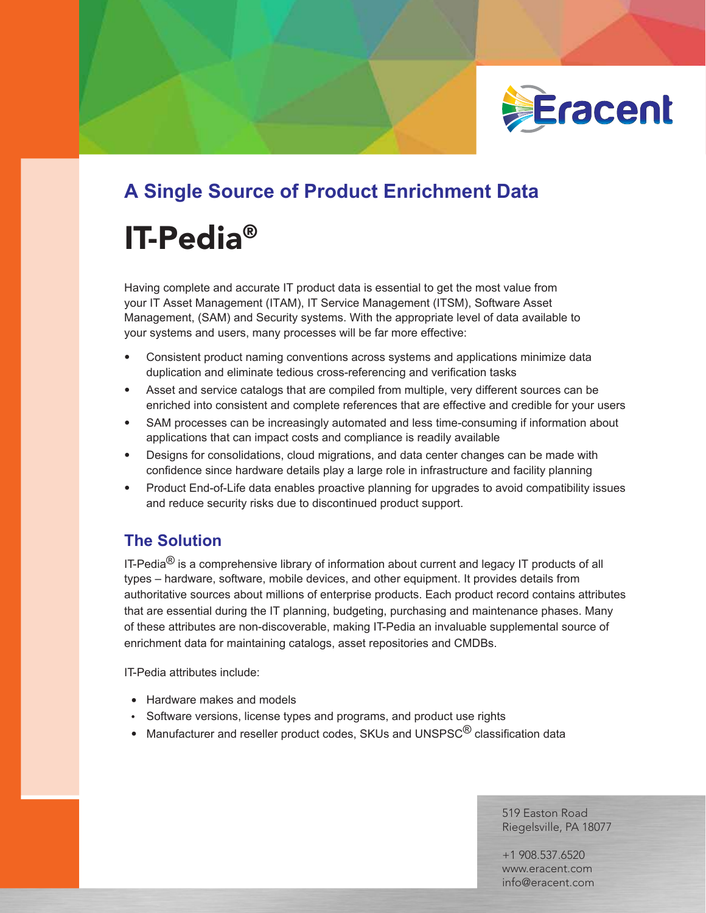Eracent

## A Single Source of Product Enrichment Data

# IT-Pedia®

Having complete and accurate IT product data is essential to get the most value from your IT Asset Management (ITAM), IT Service Management (ITSM), Software Asset Management, (SAM) and Security systems. With the appropriate level of data available to your systems and users, many processes will be far more effective:

- Consistent product naming conventions across systems and applications minimize data duplication and eliminate tedious cross-referencing and verification tasks
- Asset and service catalogs that are compiled from multiple, very different sources can be enriched into consistent and complete references that are effective and credible for your users
- SAM processes can be increasingly automated and less time-consuming if information about applications that can impact costs and compliance is readily available
- Designs for consolidations, cloud migrations, and data center changes can be made with confidence since hardware details play a large role in infrastructure and facility planning
- Product End-of-Life data enables proactive planning for upgrades to avoid compatibility issues and reduce security risks due to discontinued product support.

## The Solution

IT-Pedia® is a comprehensive library of information about current and legacy IT products of all types – hardware, software, mobile devices, and other equipment. It provides details from authoritative sources about millions of enterprise products. Each product record contains attributes that are essential during the IT planning, budgeting, purchasing and maintenance phases. Many of these attributes are non-discoverable, making IT-Pedia an invaluable supplemental source of enrichment data for maintaining catalogs, asset repositories and CMDBs.

IT-Pedia attributes include:

- Hardware makes and models
- Software versions, license types and programs, and product use rights
- Manufacturer and reseller product codes, SKUs and UNSPSC® classification data

519 Easton Road
Riegelsville, PA 18077

+1 908.537.6520
www.eracent.com
info@eracent.com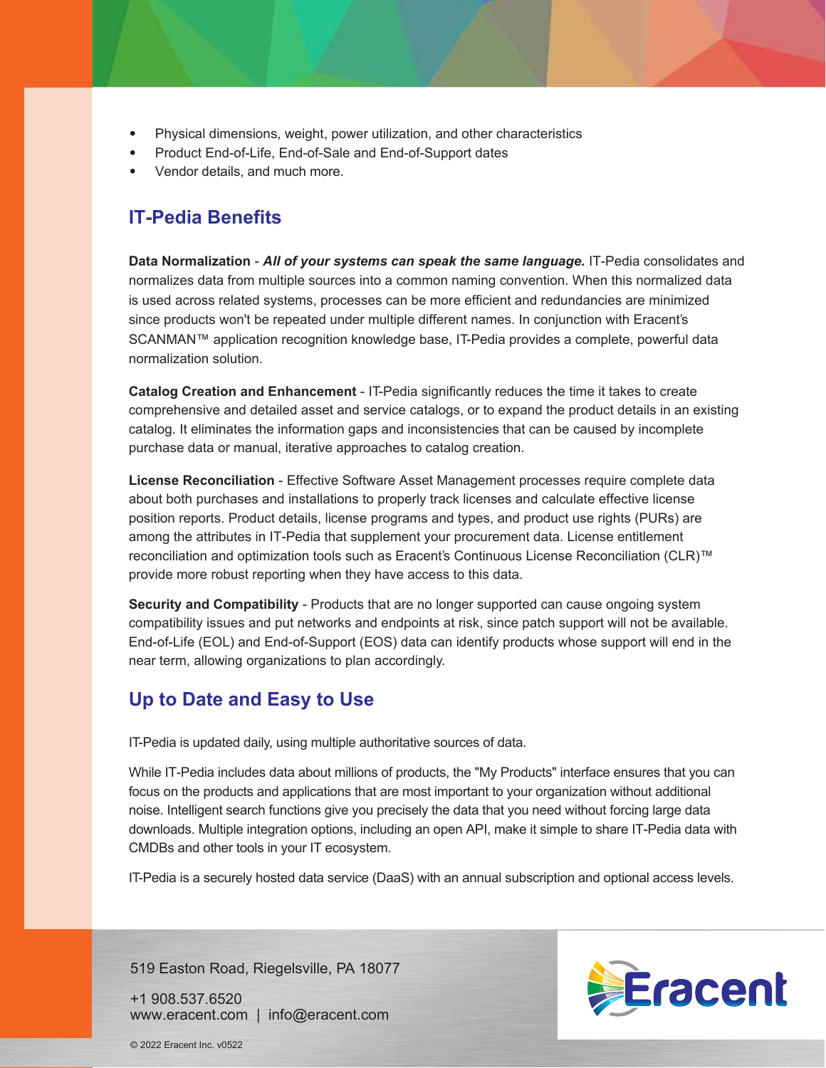- Physical dimensions, weight, power utilization, and other characteristics
- Product End-of-Life, End-of-Sale and End-of-Support dates
- Vendor details, and much more.

## IT-Pedia Benefits

**Data Normalization** - ***All of your systems can speak the same language.*** IT-Pedia consolidates and normalizes data from multiple sources into a common naming convention. When this normalized data is used across related systems, processes can be more efficient and redundancies are minimized since products won't be repeated under multiple different names. In conjunction with Eracent's SCANMAN™ application recognition knowledge base, IT-Pedia provides a complete, powerful data normalization solution.

**Catalog Creation and Enhancement** - IT-Pedia significantly reduces the time it takes to create comprehensive and detailed asset and service catalogs, or to expand the product details in an existing catalog. It eliminates the information gaps and inconsistencies that can be caused by incomplete purchase data or manual, iterative approaches to catalog creation.

**License Reconciliation** - Effective Software Asset Management processes require complete data about both purchases and installations to properly track licenses and calculate effective license position reports. Product details, license programs and types, and product use rights (PURs) are among the attributes in IT-Pedia that supplement your procurement data. License entitlement reconciliation and optimization tools such as Eracent's Continuous License Reconciliation (CLR)™ provide more robust reporting when they have access to this data.

**Security and Compatibility** - Products that are no longer supported can cause ongoing system compatibility issues and put networks and endpoints at risk, since patch support will not be available. End-of-Life (EOL) and End-of-Support (EOS) data can identify products whose support will end in the near term, allowing organizations to plan accordingly.

## Up to Date and Easy to Use

IT-Pedia is updated daily, using multiple authoritative sources of data.

While IT-Pedia includes data about millions of products, the "My Products" interface ensures that you can focus on the products and applications that are most important to your organization without additional noise. Intelligent search functions give you precisely the data that you need without forcing large data downloads. Multiple integration options, including an open API, make it simple to share IT-Pedia data with CMDBs and other tools in your IT ecosystem.

IT-Pedia is a securely hosted data service (DaaS) with an annual subscription and optional access levels.

519 Easton Road, Riegelsville, PA 18077

+1 908.537.6520
www.eracent.com | info@eracent.com

Eracent

© 2022 Eracent Inc. v0522